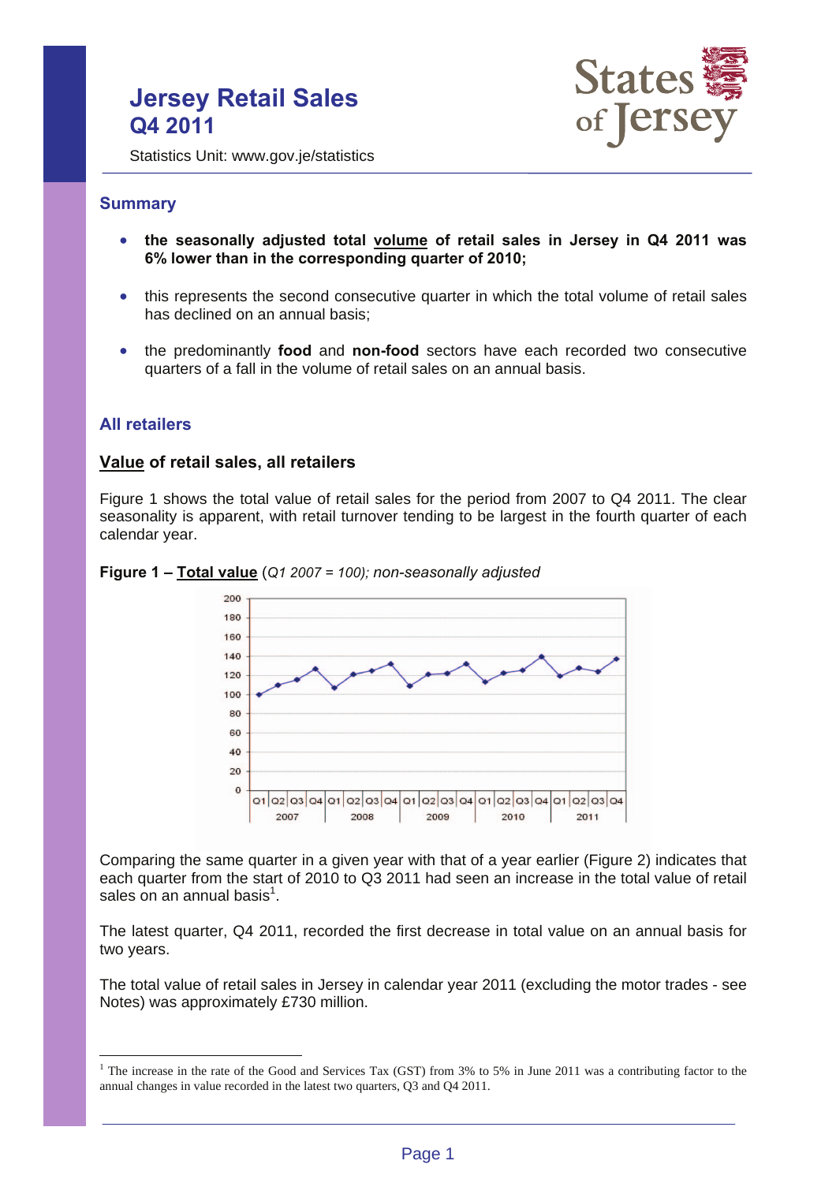# Jersey Retail Sales Q4 2011

Statistics Unit: www.gov.je/statistics

## Summary

- **the seasonally adjusted total volume of retail sales in Jersey in Q4 2011 was 6% lower than in the corresponding quarter of 2010;**
- this represents the second consecutive quarter in which the total volume of retail sales has declined on an annual basis;
- the predominantly **food** and **non-food** sectors have each recorded two consecutive quarters of a fall in the volume of retail sales on an annual basis.

## All retailers

### Value of retail sales, all retailers

Figure 1 shows the total value of retail sales for the period from 2007 to Q4 2011. The clear seasonality is apparent, with retail turnover tending to be largest in the fourth quarter of each calendar year.

**Figure 1 – Total value** (*Q1 2007 = 100); non-seasonally adjusted*

Comparing the same quarter in a given year with that of a year earlier (Figure 2) indicates that each quarter from the start of 2010 to Q3 2011 had seen an increase in the total value of retail sales on an annual basis[1].

The latest quarter, Q4 2011, recorded the first decrease in total value on an annual basis for two years.

The total value of retail sales in Jersey in calendar year 2011 (excluding the motor trades - see Notes) was approximately £730 million.

---

[1] The increase in the rate of the Good and Services Tax (GST) from 3% to 5% in June 2011 was a contributing factor to the annual changes in value recorded in the latest two quarters, Q3 and Q4 2011.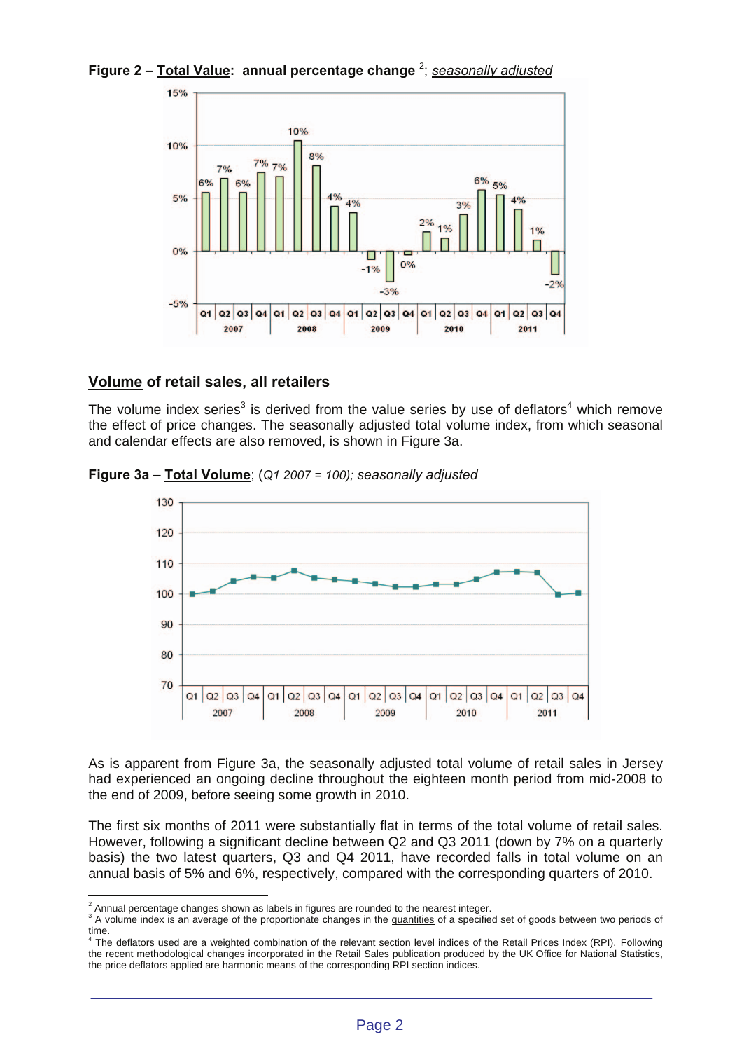**Figure 2 – Total Value: annual percentage change** [2]; *seasonally adjusted*

## Volume of retail sales, all retailers

The volume index series[3] is derived from the value series by use of deflators[4] which remove the effect of price changes. The seasonally adjusted total volume index, from which seasonal and calendar effects are also removed, is shown in Figure 3a.

**Figure 3a – Total Volume**; (*Q1 2007 = 100); seasonally adjusted*

As is apparent from Figure 3a, the seasonally adjusted total volume of retail sales in Jersey had experienced an ongoing decline throughout the eighteen month period from mid-2008 to the end of 2009, before seeing some growth in 2010.

The first six months of 2011 were substantially flat in terms of the total volume of retail sales. However, following a significant decline between Q2 and Q3 2011 (down by 7% on a quarterly basis) the two latest quarters, Q3 and Q4 2011, have recorded falls in total volume on an annual basis of 5% and 6%, respectively, compared with the corresponding quarters of 2010.

---

[2] Annual percentage changes shown as labels in figures are rounded to the nearest integer.

[3] A volume index is an average of the proportionate changes in the quantities of a specified set of goods between two periods of time.

[4] The deflators used are a weighted combination of the relevant section level indices of the Retail Prices Index (RPI). Following the recent methodological changes incorporated in the Retail Sales publication produced by the UK Office for National Statistics, the price deflators applied are harmonic means of the corresponding RPI section indices.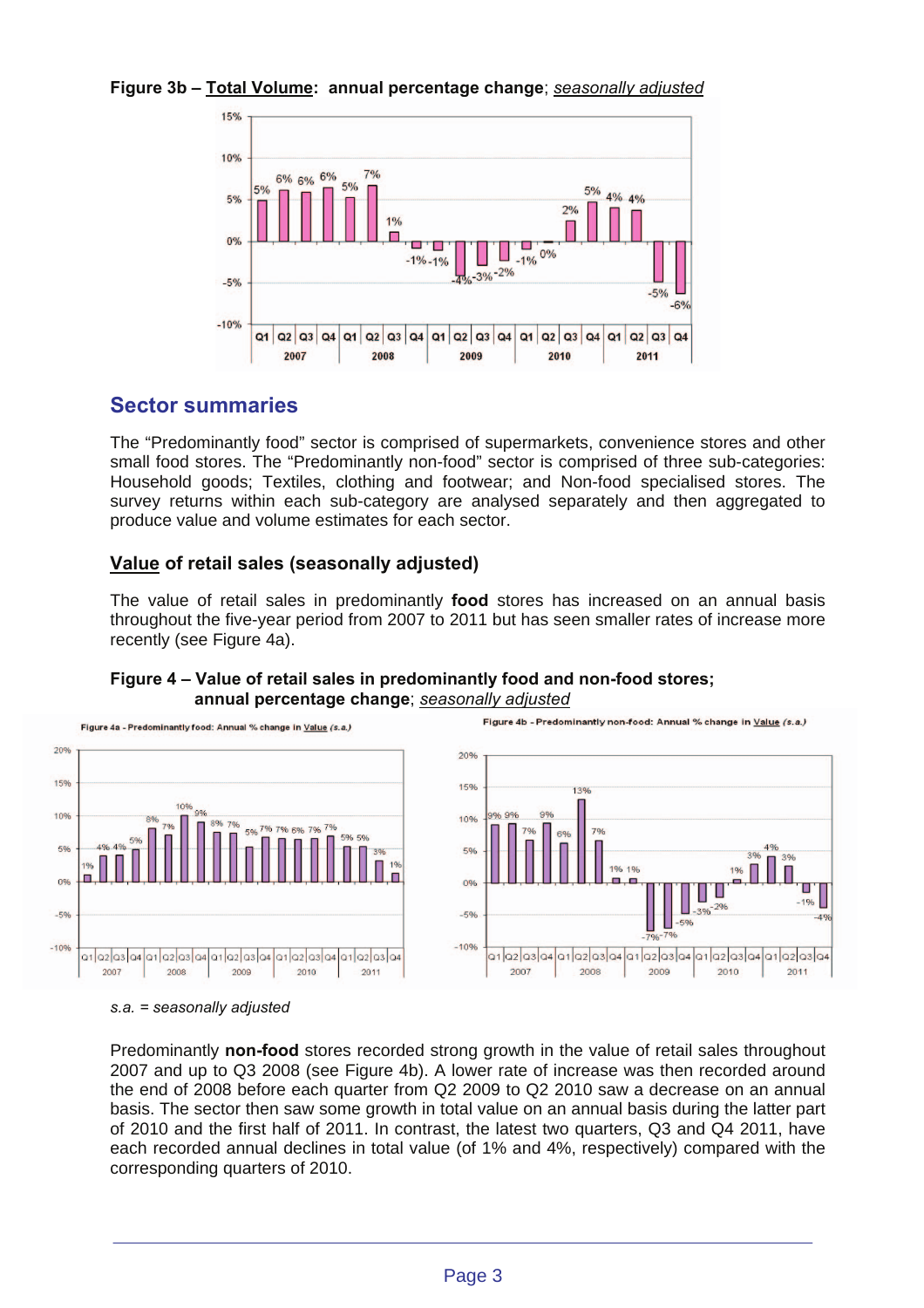**Figure 3b – Total Volume: annual percentage change**; *seasonally adjusted*

## Sector summaries

The "Predominantly food" sector is comprised of supermarkets, convenience stores and other small food stores. The "Predominantly non-food" sector is comprised of three sub-categories: Household goods; Textiles, clothing and footwear; and Non-food specialised stores. The survey returns within each sub-category are analysed separately and then aggregated to produce value and volume estimates for each sector.

### Value of retail sales (seasonally adjusted)

The value of retail sales in predominantly **food** stores has increased on an annual basis throughout the five-year period from 2007 to 2011 but has seen smaller rates of increase more recently (see Figure 4a).

**Figure 4 – Value of retail sales in predominantly food and non-food stores; annual percentage change**; *seasonally adjusted*

*s.a. = seasonally adjusted*

Predominantly **non-food** stores recorded strong growth in the value of retail sales throughout 2007 and up to Q3 2008 (see Figure 4b). A lower rate of increase was then recorded around the end of 2008 before each quarter from Q2 2009 to Q2 2010 saw a decrease on an annual basis. The sector then saw some growth in total value on an annual basis during the latter part of 2010 and the first half of 2011. In contrast, the latest two quarters, Q3 and Q4 2011, have each recorded annual declines in total value (of 1% and 4%, respectively) compared with the corresponding quarters of 2010.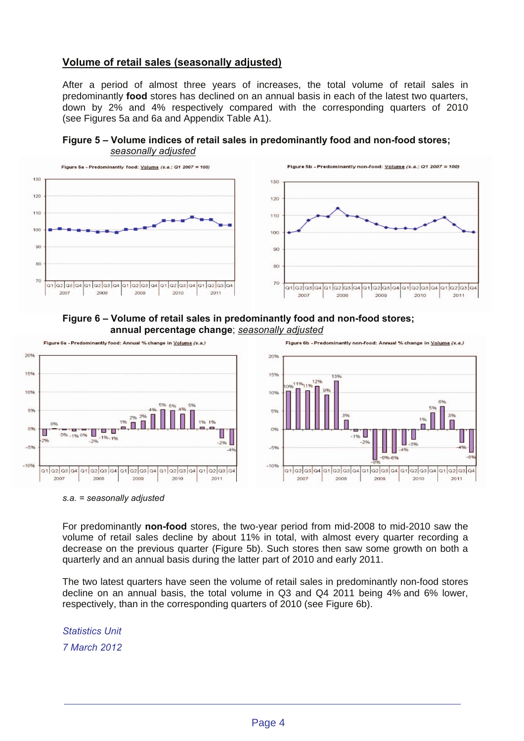## Volume of retail sales (seasonally adjusted)

After a period of almost three years of increases, the total volume of retail sales in predominantly **food** stores has declined on an annual basis in each of the latest two quarters, down by 2% and 4% respectively compared with the corresponding quarters of 2010 (see Figures 5a and 6a and Appendix Table A1).

**Figure 5 – Volume indices of retail sales in predominantly food and non-food stores;** *seasonally adjusted*

**Figure 6 – Volume of retail sales in predominantly food and non-food stores; annual percentage change**; *seasonally adjusted*

*s.a. = seasonally adjusted*

For predominantly **non-food** stores, the two-year period from mid-2008 to mid-2010 saw the volume of retail sales decline by about 11% in total, with almost every quarter recording a decrease on the previous quarter (Figure 5b). Such stores then saw some growth on both a quarterly and an annual basis during the latter part of 2010 and early 2011.

The two latest quarters have seen the volume of retail sales in predominantly non-food stores decline on an annual basis, the total volume in Q3 and Q4 2011 being 4% and 6% lower, respectively, than in the corresponding quarters of 2010 (see Figure 6b).

*Statistics Unit*

*7 March 2012*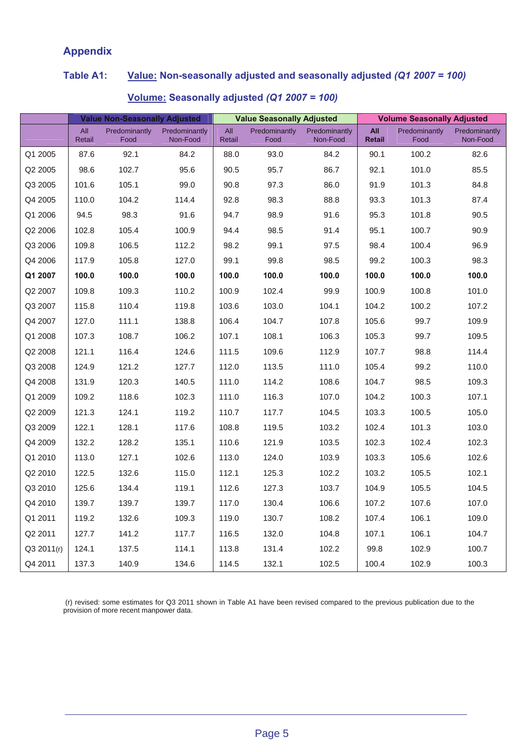## Appendix

### Table A1: Value: Non-seasonally adjusted and seasonally adjusted *(Q1 2007 = 100)*

### Volume: Seasonally adjusted *(Q1 2007 = 100)*

| | Value Non-Seasonally Adjusted | | | Value Seasonally Adjusted | | | Volume Seasonally Adjusted | | |
|---|---|---|---|---|---|---|---|---|---|
| | All Retail | Predominantly Food | Predominantly Non-Food | All Retail | Predominantly Food | Predominantly Non-Food | **All Retail** | Predominantly Food | Predominantly Non-Food |
| Q1 2005 | 87.6 | 92.1 | 84.2 | 88.0 | 93.0 | 84.2 | 90.1 | 100.2 | 82.6 |
| Q2 2005 | 98.6 | 102.7 | 95.6 | 90.5 | 95.7 | 86.7 | 92.1 | 101.0 | 85.5 |
| Q3 2005 | 101.6 | 105.1 | 99.0 | 90.8 | 97.3 | 86.0 | 91.9 | 101.3 | 84.8 |
| Q4 2005 | 110.0 | 104.2 | 114.4 | 92.8 | 98.3 | 88.8 | 93.3 | 101.3 | 87.4 |
| Q1 2006 | 94.5 | 98.3 | 91.6 | 94.7 | 98.9 | 91.6 | 95.3 | 101.8 | 90.5 |
| Q2 2006 | 102.8 | 105.4 | 100.9 | 94.4 | 98.5 | 91.4 | 95.1 | 100.7 | 90.9 |
| Q3 2006 | 109.8 | 106.5 | 112.2 | 98.2 | 99.1 | 97.5 | 98.4 | 100.4 | 96.9 |
| Q4 2006 | 117.9 | 105.8 | 127.0 | 99.1 | 99.8 | 98.5 | 99.2 | 100.3 | 98.3 |
| **Q1 2007** | **100.0** | **100.0** | **100.0** | **100.0** | **100.0** | **100.0** | **100.0** | **100.0** | **100.0** |
| Q2 2007 | 109.8 | 109.3 | 110.2 | 100.9 | 102.4 | 99.9 | 100.9 | 100.8 | 101.0 |
| Q3 2007 | 115.8 | 110.4 | 119.8 | 103.6 | 103.0 | 104.1 | 104.2 | 100.2 | 107.2 |
| Q4 2007 | 127.0 | 111.1 | 138.8 | 106.4 | 104.7 | 107.8 | 105.6 | 99.7 | 109.9 |
| Q1 2008 | 107.3 | 108.7 | 106.2 | 107.1 | 108.1 | 106.3 | 105.3 | 99.7 | 109.5 |
| Q2 2008 | 121.1 | 116.4 | 124.6 | 111.5 | 109.6 | 112.9 | 107.7 | 98.8 | 114.4 |
| Q3 2008 | 124.9 | 121.2 | 127.7 | 112.0 | 113.5 | 111.0 | 105.4 | 99.2 | 110.0 |
| Q4 2008 | 131.9 | 120.3 | 140.5 | 111.0 | 114.2 | 108.6 | 104.7 | 98.5 | 109.3 |
| Q1 2009 | 109.2 | 118.6 | 102.3 | 111.0 | 116.3 | 107.0 | 104.2 | 100.3 | 107.1 |
| Q2 2009 | 121.3 | 124.1 | 119.2 | 110.7 | 117.7 | 104.5 | 103.3 | 100.5 | 105.0 |
| Q3 2009 | 122.1 | 128.1 | 117.6 | 108.8 | 119.5 | 103.2 | 102.4 | 101.3 | 103.0 |
| Q4 2009 | 132.2 | 128.2 | 135.1 | 110.6 | 121.9 | 103.5 | 102.3 | 102.4 | 102.3 |
| Q1 2010 | 113.0 | 127.1 | 102.6 | 113.0 | 124.0 | 103.9 | 103.3 | 105.6 | 102.6 |
| Q2 2010 | 122.5 | 132.6 | 115.0 | 112.1 | 125.3 | 102.2 | 103.2 | 105.5 | 102.1 |
| Q3 2010 | 125.6 | 134.4 | 119.1 | 112.6 | 127.3 | 103.7 | 104.9 | 105.5 | 104.5 |
| Q4 2010 | 139.7 | 139.7 | 139.7 | 117.0 | 130.4 | 106.6 | 107.2 | 107.6 | 107.0 |
| Q1 2011 | 119.2 | 132.6 | 109.3 | 119.0 | 130.7 | 108.2 | 107.4 | 106.1 | 109.0 |
| Q2 2011 | 127.7 | 141.2 | 117.7 | 116.5 | 132.0 | 104.8 | 107.1 | 106.1 | 104.7 |
| Q3 2011(r) | 124.1 | 137.5 | 114.1 | 113.8 | 131.4 | 102.2 | 99.8 | 102.9 | 100.7 |
| Q4 2011 | 137.3 | 140.9 | 134.6 | 114.5 | 132.1 | 102.5 | 100.4 | 102.9 | 100.3 |

(r) revised: some estimates for Q3 2011 shown in Table A1 have been revised compared to the previous publication due to the provision of more recent manpower data.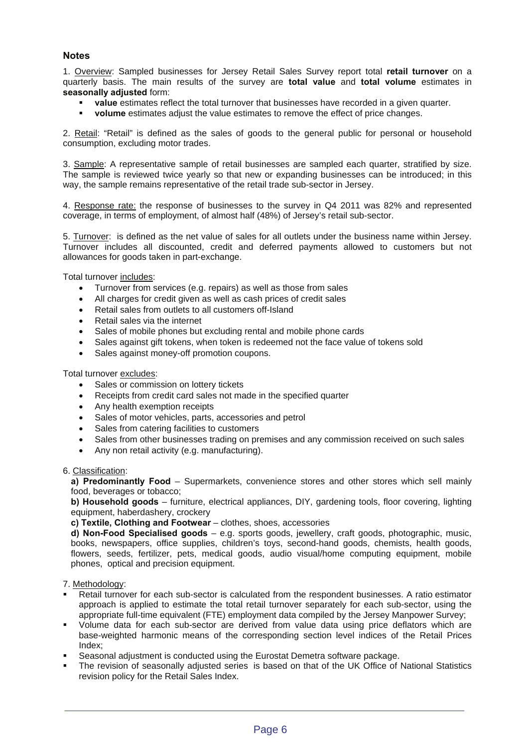## Notes

1. Overview: Sampled businesses for Jersey Retail Sales Survey report total **retail turnover** on a quarterly basis. The main results of the survey are **total value** and **total volume** estimates in **seasonally adjusted** form:

- **value** estimates reflect the total turnover that businesses have recorded in a given quarter.
- **volume** estimates adjust the value estimates to remove the effect of price changes.

2. Retail: "Retail" is defined as the sales of goods to the general public for personal or household consumption, excluding motor trades.

3. Sample: A representative sample of retail businesses are sampled each quarter, stratified by size. The sample is reviewed twice yearly so that new or expanding businesses can be introduced; in this way, the sample remains representative of the retail trade sub-sector in Jersey.

4. Response rate: the response of businesses to the survey in Q4 2011 was 82% and represented coverage, in terms of employment, of almost half (48%) of Jersey's retail sub-sector.

5. Turnover: is defined as the net value of sales for all outlets under the business name within Jersey. Turnover includes all discounted, credit and deferred payments allowed to customers but not allowances for goods taken in part-exchange.

Total turnover includes:

- Turnover from services (e.g. repairs) as well as those from sales
- All charges for credit given as well as cash prices of credit sales
- Retail sales from outlets to all customers off-Island
- Retail sales via the internet
- Sales of mobile phones but excluding rental and mobile phone cards
- Sales against gift tokens, when token is redeemed not the face value of tokens sold
- Sales against money-off promotion coupons.

Total turnover excludes:

- Sales or commission on lottery tickets
- Receipts from credit card sales not made in the specified quarter
- Any health exemption receipts
- Sales of motor vehicles, parts, accessories and petrol
- Sales from catering facilities to customers
- Sales from other businesses trading on premises and any commission received on such sales
- Any non retail activity (e.g. manufacturing).

6. Classification:

**a) Predominantly Food** – Supermarkets, convenience stores and other stores which sell mainly food, beverages or tobacco;

**b) Household goods** – furniture, electrical appliances, DIY, gardening tools, floor covering, lighting equipment, haberdashery, crockery

**c) Textile, Clothing and Footwear** – clothes, shoes, accessories

**d) Non-Food Specialised goods** – e.g. sports goods, jewellery, craft goods, photographic, music, books, newspapers, office supplies, children's toys, second-hand goods, chemists, health goods, flowers, seeds, fertilizer, pets, medical goods, audio visual/home computing equipment, mobile phones, optical and precision equipment.

7. Methodology:

- Retail turnover for each sub-sector is calculated from the respondent businesses. A ratio estimator approach is applied to estimate the total retail turnover separately for each sub-sector, using the appropriate full-time equivalent (FTE) employment data compiled by the Jersey Manpower Survey;
- Volume data for each sub-sector are derived from value data using price deflators which are base-weighted harmonic means of the corresponding section level indices of the Retail Prices Index;
- Seasonal adjustment is conducted using the Eurostat Demetra software package.
- The revision of seasonally adjusted series is based on that of the UK Office of National Statistics revision policy for the Retail Sales Index.